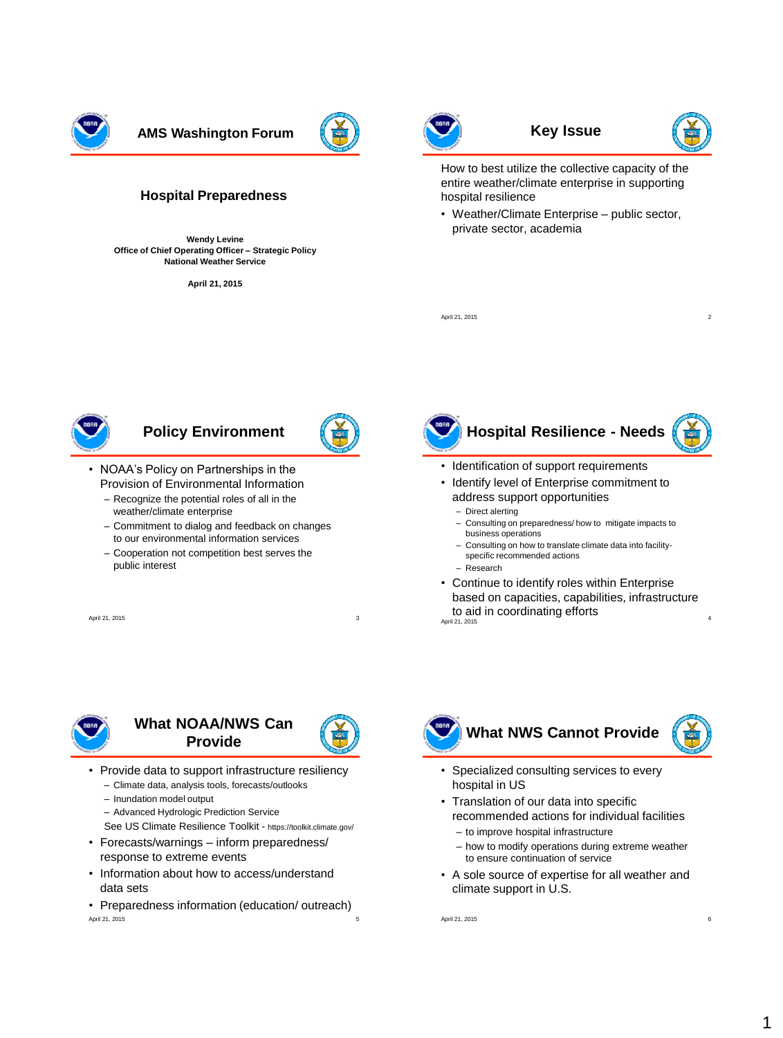# AMS Washington Forum

## Hospital Preparedness

**Wendy Levine**
**Office of Chief Operating Officer – Strategic Policy**
**National Weather Service**

**April 21, 2015**

## Key Issue

How to best utilize the collective capacity of the entire weather/climate enterprise in supporting hospital resilience

- Weather/Climate Enterprise – public sector, private sector, academia

## Policy Environment

- NOAA's Policy on Partnerships in the Provision of Environmental Information
  - Recognize the potential roles of all in the weather/climate enterprise
  - Commitment to dialog and feedback on changes to our environmental information services
  - Cooperation not competition best serves the public interest

## Hospital Resilience - Needs

- Identification of support requirements
- Identify level of Enterprise commitment to address support opportunities
  - Direct alerting
  - Consulting on preparedness/ how to mitigate impacts to business operations
  - Consulting on how to translate climate data into facility-specific recommended actions
  - Research
- Continue to identify roles within Enterprise based on capacities, capabilities, infrastructure to aid in coordinating efforts

## What NOAA/NWS Can Provide

- Provide data to support infrastructure resiliency
  - Climate data, analysis tools, forecasts/outlooks
  - Inundation model output
  - Advanced Hydrologic Prediction Service

  See US Climate Resilience Toolkit - https://toolkit.climate.gov/
- Forecasts/warnings – inform preparedness/ response to extreme events
- Information about how to access/understand data sets
- Preparedness information (education/ outreach)

## What NWS Cannot Provide

- Specialized consulting services to every hospital in US
- Translation of our data into specific recommended actions for individual facilities
  - to improve hospital infrastructure
  - how to modify operations during extreme weather to ensure continuation of service
- A sole source of expertise for all weather and climate support in U.S.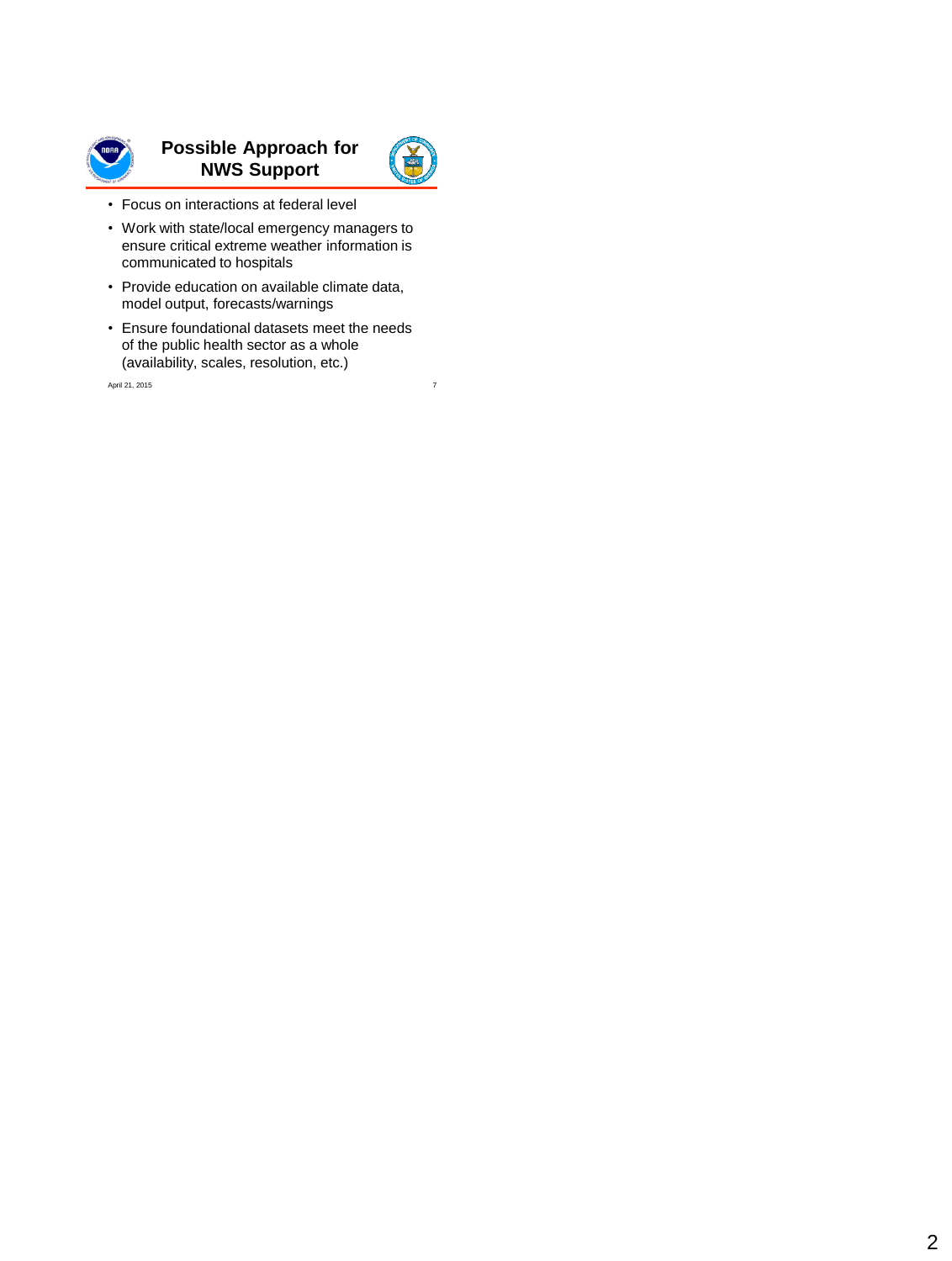## Possible Approach for NWS Support

- Focus on interactions at federal level
- Work with state/local emergency managers to ensure critical extreme weather information is communicated to hospitals
- Provide education on available climate data, model output, forecasts/warnings
- Ensure foundational datasets meet the needs of the public health sector as a whole (availability, scales, resolution, etc.)

April 21, 2015